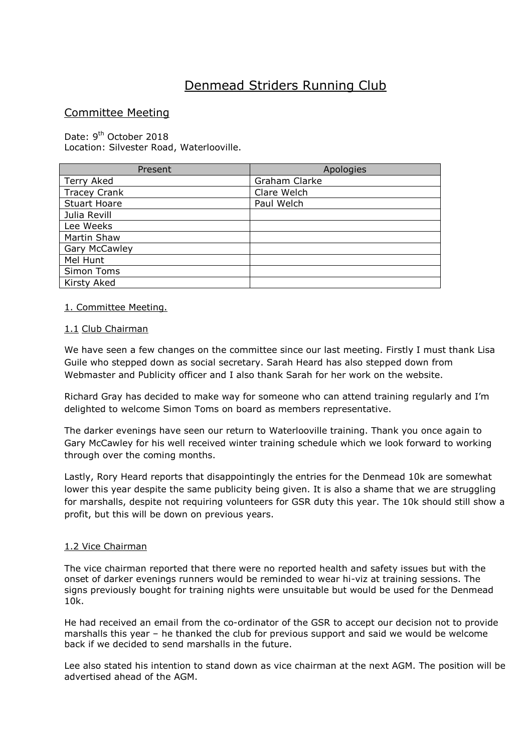# Denmead Striders Running Club

## Committee Meeting

Date: 9th October 2018
Location: Silvester Road, Waterlooville.

| Present | Apologies |
| --- | --- |
| Terry Aked | Graham Clarke |
| Tracey Crank | Clare Welch |
| Stuart Hoare | Paul Welch |
| Julia Revill | |
| Lee Weeks | |
| Martin Shaw | |
| Gary McCawley | |
| Mel Hunt | |
| Simon Toms | |
| Kirsty Aked | |

### 1. Committee Meeting.

#### 1.1 Club Chairman

We have seen a few changes on the committee since our last meeting. Firstly I must thank Lisa Guile who stepped down as social secretary. Sarah Heard has also stepped down from Webmaster and Publicity officer and I also thank Sarah for her work on the website.

Richard Gray has decided to make way for someone who can attend training regularly and I'm delighted to welcome Simon Toms on board as members representative.

The darker evenings have seen our return to Waterlooville training. Thank you once again to Gary McCawley for his well received winter training schedule which we look forward to working through over the coming months.

Lastly, Rory Heard reports that disappointingly the entries for the Denmead 10k are somewhat lower this year despite the same publicity being given. It is also a shame that we are struggling for marshalls, despite not requiring volunteers for GSR duty this year. The 10k should still show a profit, but this will be down on previous years.

#### 1.2 Vice Chairman

The vice chairman reported that there were no reported health and safety issues but with the onset of darker evenings runners would be reminded to wear hi-viz at training sessions. The signs previously bought for training nights were unsuitable but would be used for the Denmead 10k.

He had received an email from the co-ordinator of the GSR to accept our decision not to provide marshalls this year – he thanked the club for previous support and said we would be welcome back if we decided to send marshalls in the future.

Lee also stated his intention to stand down as vice chairman at the next AGM. The position will be advertised ahead of the AGM.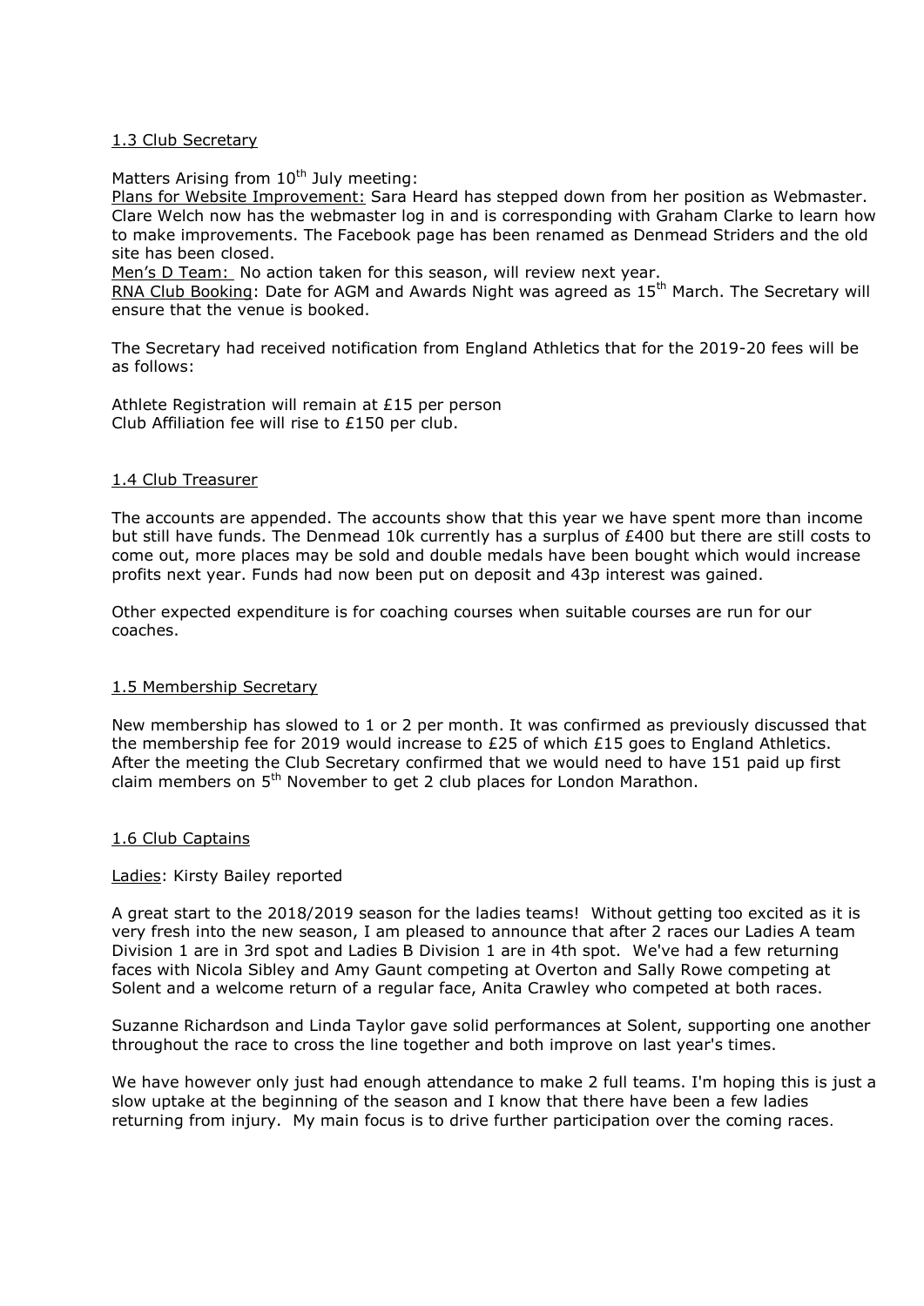1.3 Club Secretary

Matters Arising from 10th July meeting:
Plans for Website Improvement: Sara Heard has stepped down from her position as Webmaster. Clare Welch now has the webmaster log in and is corresponding with Graham Clarke to learn how to make improvements. The Facebook page has been renamed as Denmead Striders and the old site has been closed.
Men's D Team: No action taken for this season, will review next year.
RNA Club Booking: Date for AGM and Awards Night was agreed as 15th March. The Secretary will ensure that the venue is booked.

The Secretary had received notification from England Athletics that for the 2019-20 fees will be as follows:

Athlete Registration will remain at £15 per person
Club Affiliation fee will rise to £150 per club.

1.4 Club Treasurer

The accounts are appended. The accounts show that this year we have spent more than income but still have funds. The Denmead 10k currently has a surplus of £400 but there are still costs to come out, more places may be sold and double medals have been bought which would increase profits next year. Funds had now been put on deposit and 43p interest was gained.

Other expected expenditure is for coaching courses when suitable courses are run for our coaches.

1.5 Membership Secretary

New membership has slowed to 1 or 2 per month. It was confirmed as previously discussed that the membership fee for 2019 would increase to £25 of which £15 goes to England Athletics. After the meeting the Club Secretary confirmed that we would need to have 151 paid up first claim members on 5th November to get 2 club places for London Marathon.

1.6 Club Captains

Ladies: Kirsty Bailey reported

A great start to the 2018/2019 season for the ladies teams! Without getting too excited as it is very fresh into the new season, I am pleased to announce that after 2 races our Ladies A team Division 1 are in 3rd spot and Ladies B Division 1 are in 4th spot. We've had a few returning faces with Nicola Sibley and Amy Gaunt competing at Overton and Sally Rowe competing at Solent and a welcome return of a regular face, Anita Crawley who competed at both races.

Suzanne Richardson and Linda Taylor gave solid performances at Solent, supporting one another throughout the race to cross the line together and both improve on last year's times.

We have however only just had enough attendance to make 2 full teams. I'm hoping this is just a slow uptake at the beginning of the season and I know that there have been a few ladies returning from injury. My main focus is to drive further participation over the coming races.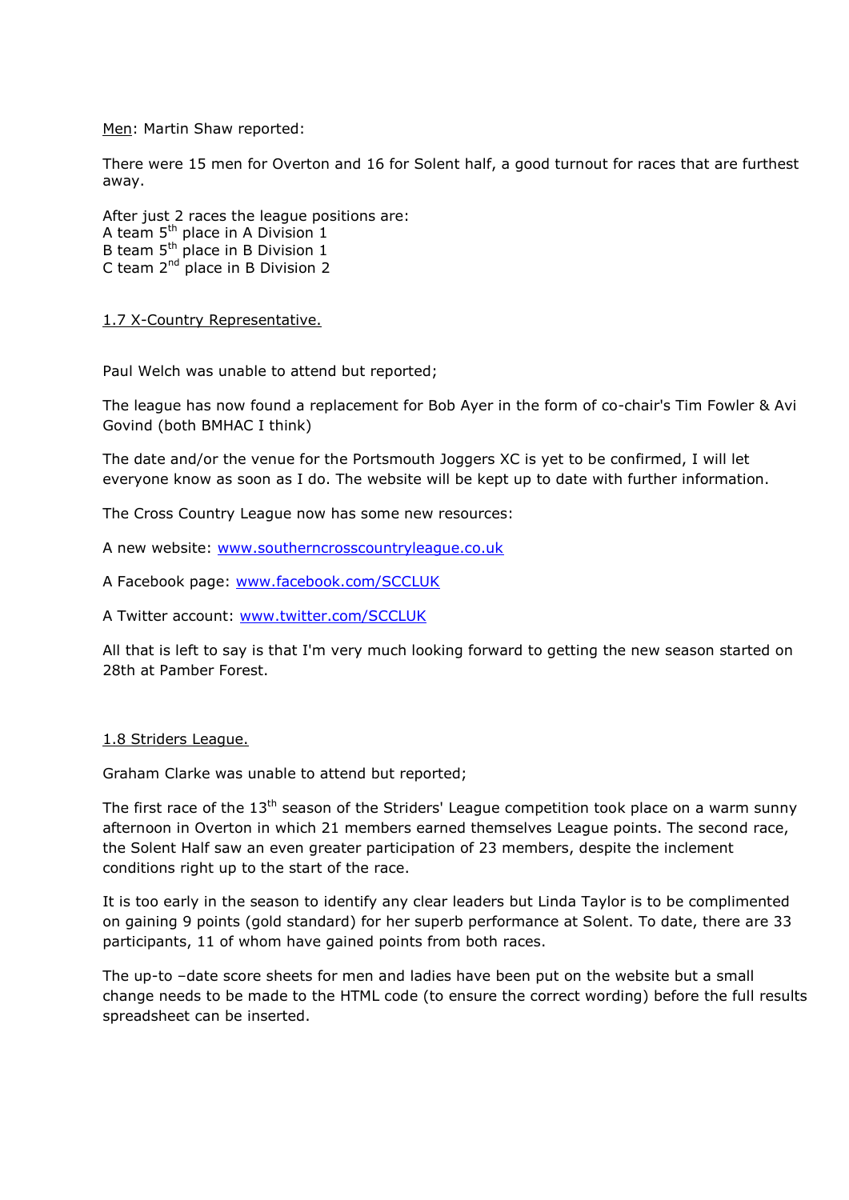<u>Men</u>: Martin Shaw reported:

There were 15 men for Overton and 16 for Solent half, a good turnout for races that are furthest away.

After just 2 races the league positions are:
A team 5th place in A Division 1
B team 5th place in B Division 1
C team 2nd place in B Division 2

<u>1.7 X-Country Representative.</u>

Paul Welch was unable to attend but reported;

The league has now found a replacement for Bob Ayer in the form of co-chair's Tim Fowler & Avi Govind (both BMHAC I think)

The date and/or the venue for the Portsmouth Joggers XC is yet to be confirmed, I will let everyone know as soon as I do. The website will be kept up to date with further information.

The Cross Country League now has some new resources:

A new website: www.southerncrosscountryleague.co.uk

A Facebook page: www.facebook.com/SCCLUK

A Twitter account: www.twitter.com/SCCLUK

All that is left to say is that I'm very much looking forward to getting the new season started on 28th at Pamber Forest.

<u>1.8 Striders League.</u>

Graham Clarke was unable to attend but reported;

The first race of the 13th season of the Striders' League competition took place on a warm sunny afternoon in Overton in which 21 members earned themselves League points. The second race, the Solent Half saw an even greater participation of 23 members, despite the inclement conditions right up to the start of the race.

It is too early in the season to identify any clear leaders but Linda Taylor is to be complimented on gaining 9 points (gold standard) for her superb performance at Solent. To date, there are 33 participants, 11 of whom have gained points from both races.

The up-to –date score sheets for men and ladies have been put on the website but a small change needs to be made to the HTML code (to ensure the correct wording) before the full results spreadsheet can be inserted.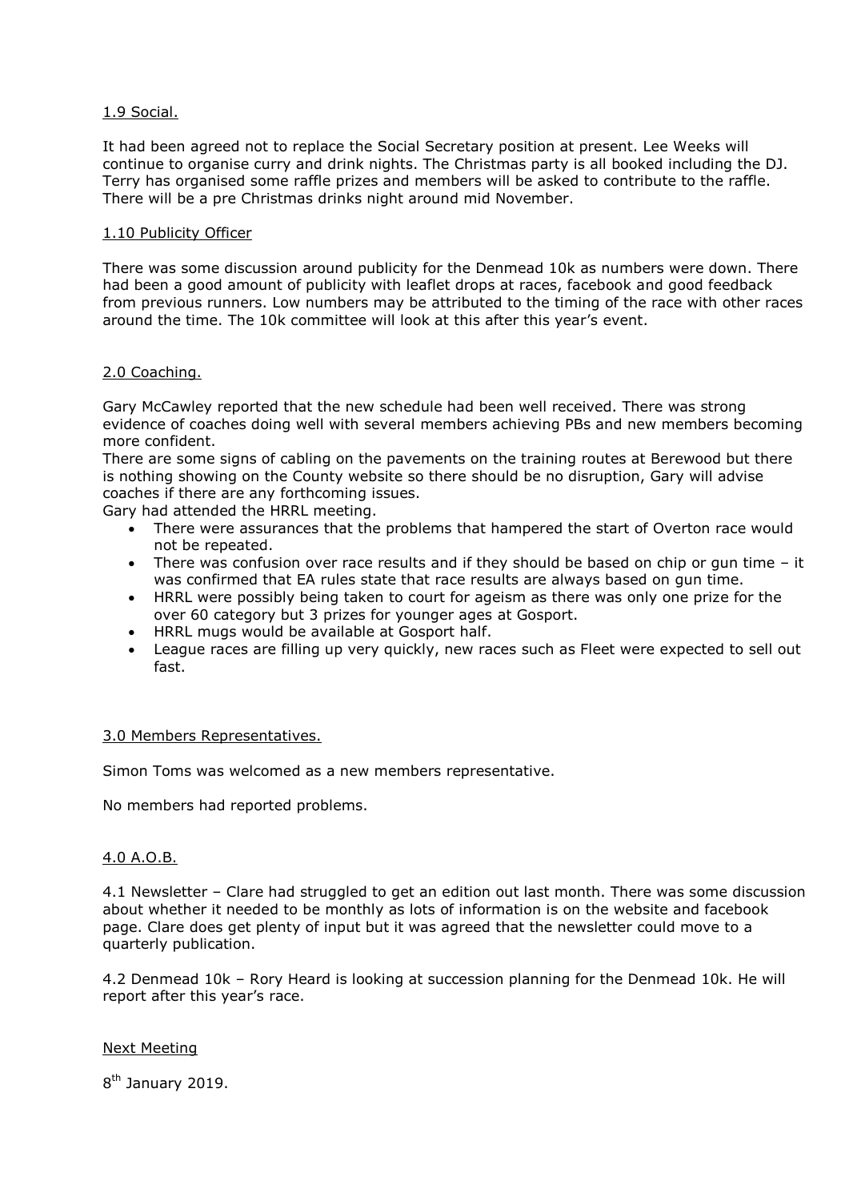1.9 Social.

It had been agreed not to replace the Social Secretary position at present. Lee Weeks will continue to organise curry and drink nights. The Christmas party is all booked including the DJ. Terry has organised some raffle prizes and members will be asked to contribute to the raffle. There will be a pre Christmas drinks night around mid November.

1.10 Publicity Officer

There was some discussion around publicity for the Denmead 10k as numbers were down. There had been a good amount of publicity with leaflet drops at races, facebook and good feedback from previous runners. Low numbers may be attributed to the timing of the race with other races around the time. The 10k committee will look at this after this year's event.

2.0 Coaching.

Gary McCawley reported that the new schedule had been well received. There was strong evidence of coaches doing well with several members achieving PBs and new members becoming more confident.
There are some signs of cabling on the pavements on the training routes at Berewood but there is nothing showing on the County website so there should be no disruption, Gary will advise coaches if there are any forthcoming issues.
Gary had attended the HRRL meeting.

- There were assurances that the problems that hampered the start of Overton race would not be repeated.
- There was confusion over race results and if they should be based on chip or gun time – it was confirmed that EA rules state that race results are always based on gun time.
- HRRL were possibly being taken to court for ageism as there was only one prize for the over 60 category but 3 prizes for younger ages at Gosport.
- HRRL mugs would be available at Gosport half.
- League races are filling up very quickly, new races such as Fleet were expected to sell out fast.

3.0 Members Representatives.

Simon Toms was welcomed as a new members representative.

No members had reported problems.

4.0 A.O.B.

4.1 Newsletter – Clare had struggled to get an edition out last month. There was some discussion about whether it needed to be monthly as lots of information is on the website and facebook page. Clare does get plenty of input but it was agreed that the newsletter could move to a quarterly publication.

4.2 Denmead 10k – Rory Heard is looking at succession planning for the Denmead 10k. He will report after this year's race.

Next Meeting

8th January 2019.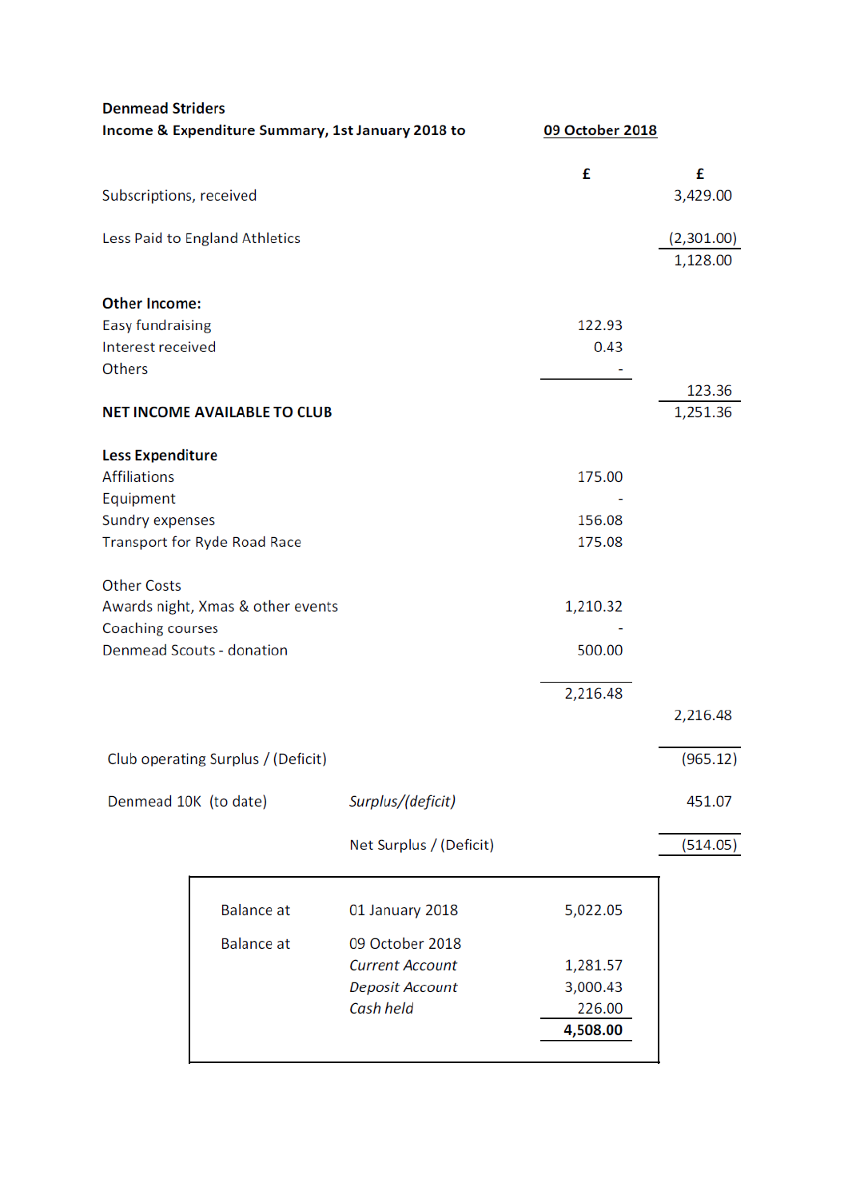**Denmead Striders**

**Income & Expenditure Summary, 1st January 2018 to** **09 October 2018**

| | | | |
|---|---|---|---|
| | | **£** | **£** |
| Subscriptions, received | | | 3,429.00 |
| Less Paid to England Athletics | | | (2,301.00) |
| | | | 1,128.00 |
| **Other Income:** | | | |
| Easy fundraising | | 122.93 | |
| Interest received | | 0.43 | |
| Others | | - | |
| | | | 123.36 |
| **NET INCOME AVAILABLE TO CLUB** | | | 1,251.36 |
| **Less Expenditure** | | | |
| Affiliations | | 175.00 | |
| Equipment | | - | |
| Sundry expenses | | 156.08 | |
| Transport for Ryde Road Race | | 175.08 | |
| Other Costs | | | |
| Awards night, Xmas & other events | | 1,210.32 | |
| Coaching courses | | - | |
| Denmead Scouts - donation | | 500.00 | |
| | | 2,216.48 | |
| | | | 2,216.48 |
| Club operating Surplus / (Deficit) | | | (965.12) |
| Denmead 10K (to date) | *Surplus/(deficit)* | | 451.07 |
| | Net Surplus / (Deficit) | | (514.05) |

| | | |
|---|---|---|
| Balance at | 01 January 2018 | 5,022.05 |
| Balance at | 09 October 2018 | |
| | *Current Account* | 1,281.57 |
| | *Deposit Account* | 3,000.43 |
| | *Cash held* | 226.00 |
| | | **4,508.00** |